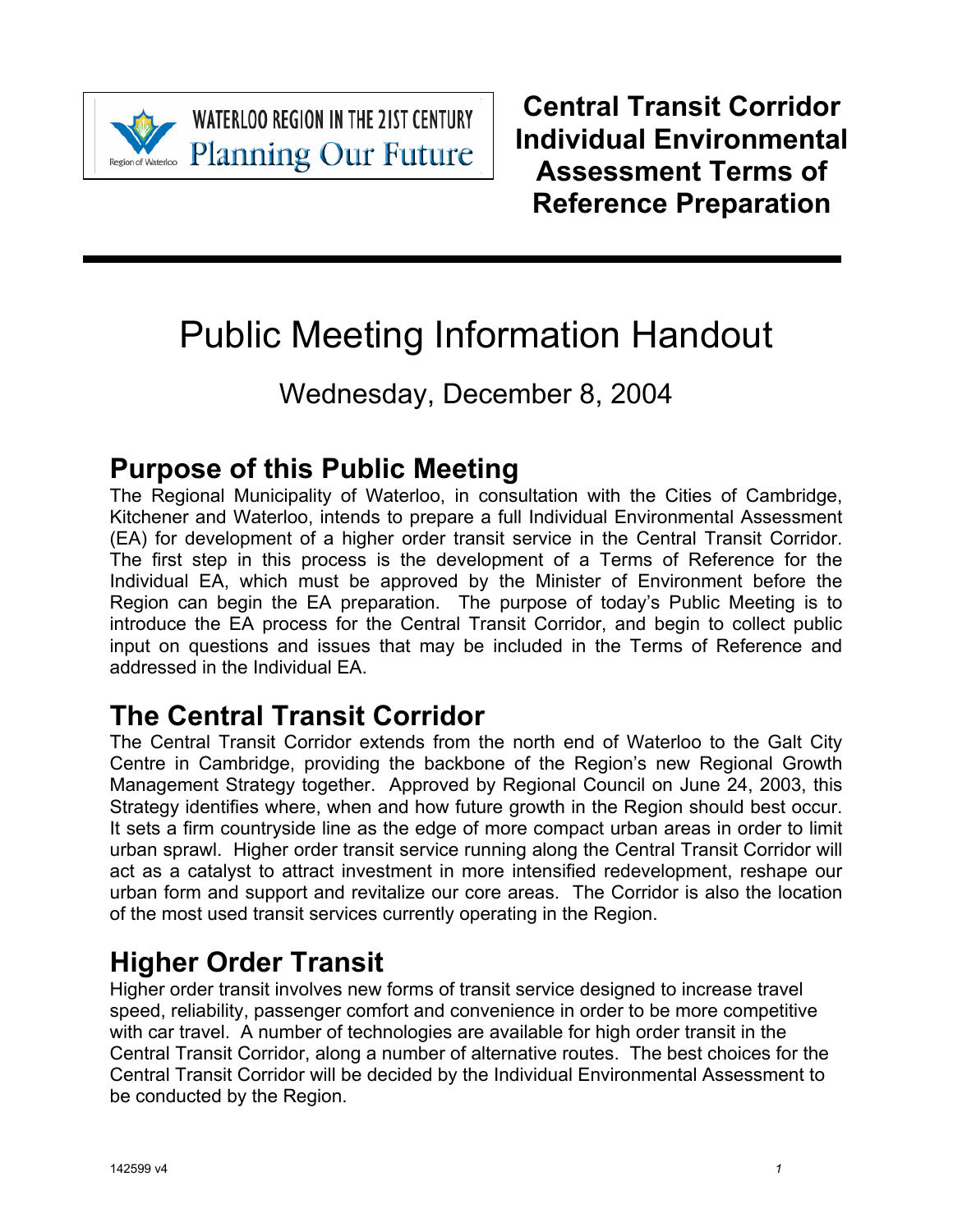WATERLOO REGION IN THE 21ST CENTURY
Planning Our Future

Region of Waterloo

**Central Transit Corridor Individual Environmental Assessment Terms of Reference Preparation**

# Public Meeting Information Handout

Wednesday, December 8, 2004

## Purpose of this Public Meeting

The Regional Municipality of Waterloo, in consultation with the Cities of Cambridge, Kitchener and Waterloo, intends to prepare a full Individual Environmental Assessment (EA) for development of a higher order transit service in the Central Transit Corridor. The first step in this process is the development of a Terms of Reference for the Individual EA, which must be approved by the Minister of Environment before the Region can begin the EA preparation. The purpose of today's Public Meeting is to introduce the EA process for the Central Transit Corridor, and begin to collect public input on questions and issues that may be included in the Terms of Reference and addressed in the Individual EA.

## The Central Transit Corridor

The Central Transit Corridor extends from the north end of Waterloo to the Galt City Centre in Cambridge, providing the backbone of the Region's new Regional Growth Management Strategy together. Approved by Regional Council on June 24, 2003, this Strategy identifies where, when and how future growth in the Region should best occur. It sets a firm countryside line as the edge of more compact urban areas in order to limit urban sprawl. Higher order transit service running along the Central Transit Corridor will act as a catalyst to attract investment in more intensified redevelopment, reshape our urban form and support and revitalize our core areas. The Corridor is also the location of the most used transit services currently operating in the Region.

## Higher Order Transit

Higher order transit involves new forms of transit service designed to increase travel speed, reliability, passenger comfort and convenience in order to be more competitive with car travel. A number of technologies are available for high order transit in the Central Transit Corridor, along a number of alternative routes. The best choices for the Central Transit Corridor will be decided by the Individual Environmental Assessment to be conducted by the Region.

142599 v4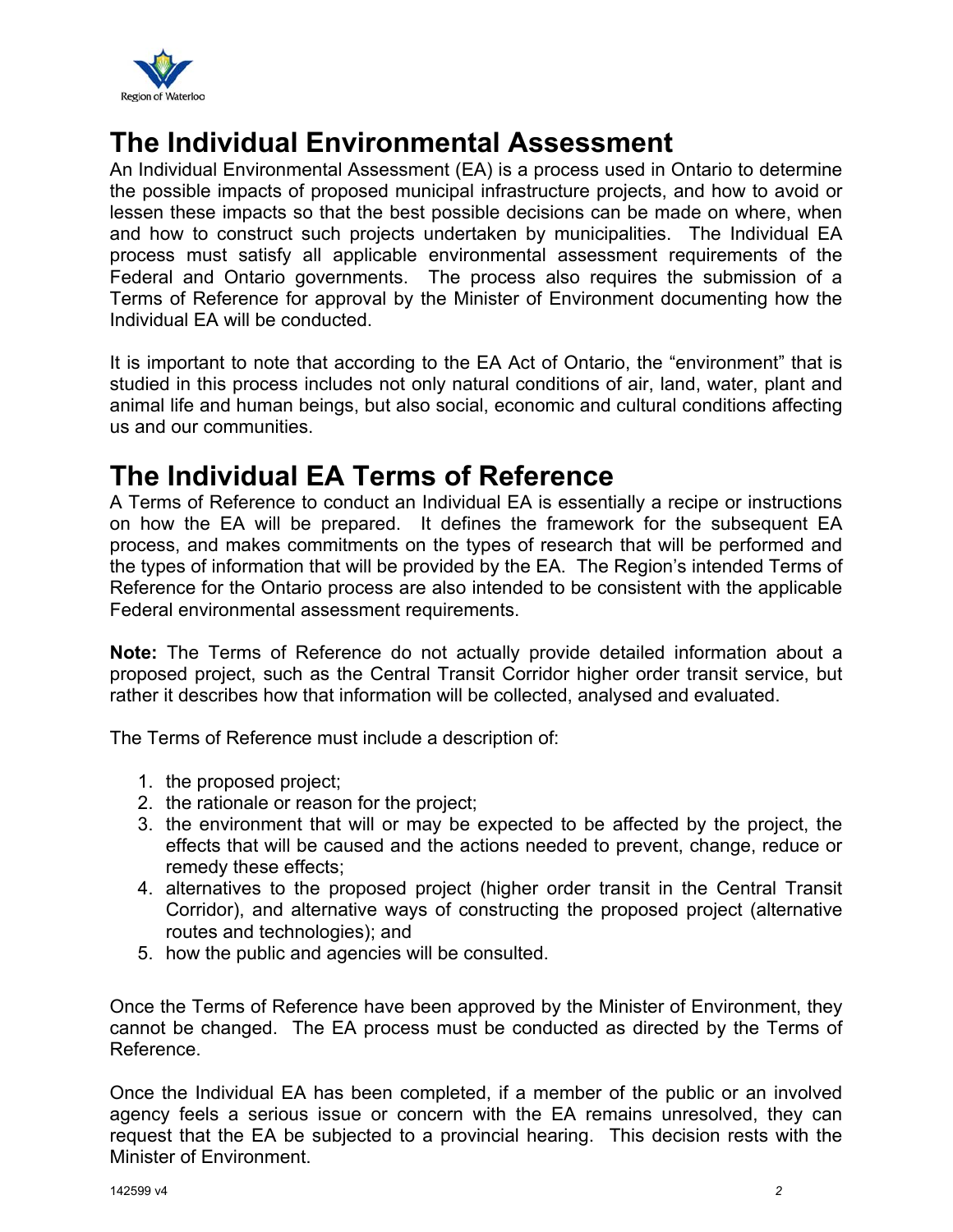# The Individual Environmental Assessment

An Individual Environmental Assessment (EA) is a process used in Ontario to determine the possible impacts of proposed municipal infrastructure projects, and how to avoid or lessen these impacts so that the best possible decisions can be made on where, when and how to construct such projects undertaken by municipalities. The Individual EA process must satisfy all applicable environmental assessment requirements of the Federal and Ontario governments. The process also requires the submission of a Terms of Reference for approval by the Minister of Environment documenting how the Individual EA will be conducted.

It is important to note that according to the EA Act of Ontario, the "environment" that is studied in this process includes not only natural conditions of air, land, water, plant and animal life and human beings, but also social, economic and cultural conditions affecting us and our communities.

# The Individual EA Terms of Reference

A Terms of Reference to conduct an Individual EA is essentially a recipe or instructions on how the EA will be prepared. It defines the framework for the subsequent EA process, and makes commitments on the types of research that will be performed and the types of information that will be provided by the EA. The Region's intended Terms of Reference for the Ontario process are also intended to be consistent with the applicable Federal environmental assessment requirements.

**Note:** The Terms of Reference do not actually provide detailed information about a proposed project, such as the Central Transit Corridor higher order transit service, but rather it describes how that information will be collected, analysed and evaluated.

The Terms of Reference must include a description of:

1. the proposed project;
2. the rationale or reason for the project;
3. the environment that will or may be expected to be affected by the project, the effects that will be caused and the actions needed to prevent, change, reduce or remedy these effects;
4. alternatives to the proposed project (higher order transit in the Central Transit Corridor), and alternative ways of constructing the proposed project (alternative routes and technologies); and
5. how the public and agencies will be consulted.

Once the Terms of Reference have been approved by the Minister of Environment, they cannot be changed. The EA process must be conducted as directed by the Terms of Reference.

Once the Individual EA has been completed, if a member of the public or an involved agency feels a serious issue or concern with the EA remains unresolved, they can request that the EA be subjected to a provincial hearing. This decision rests with the Minister of Environment.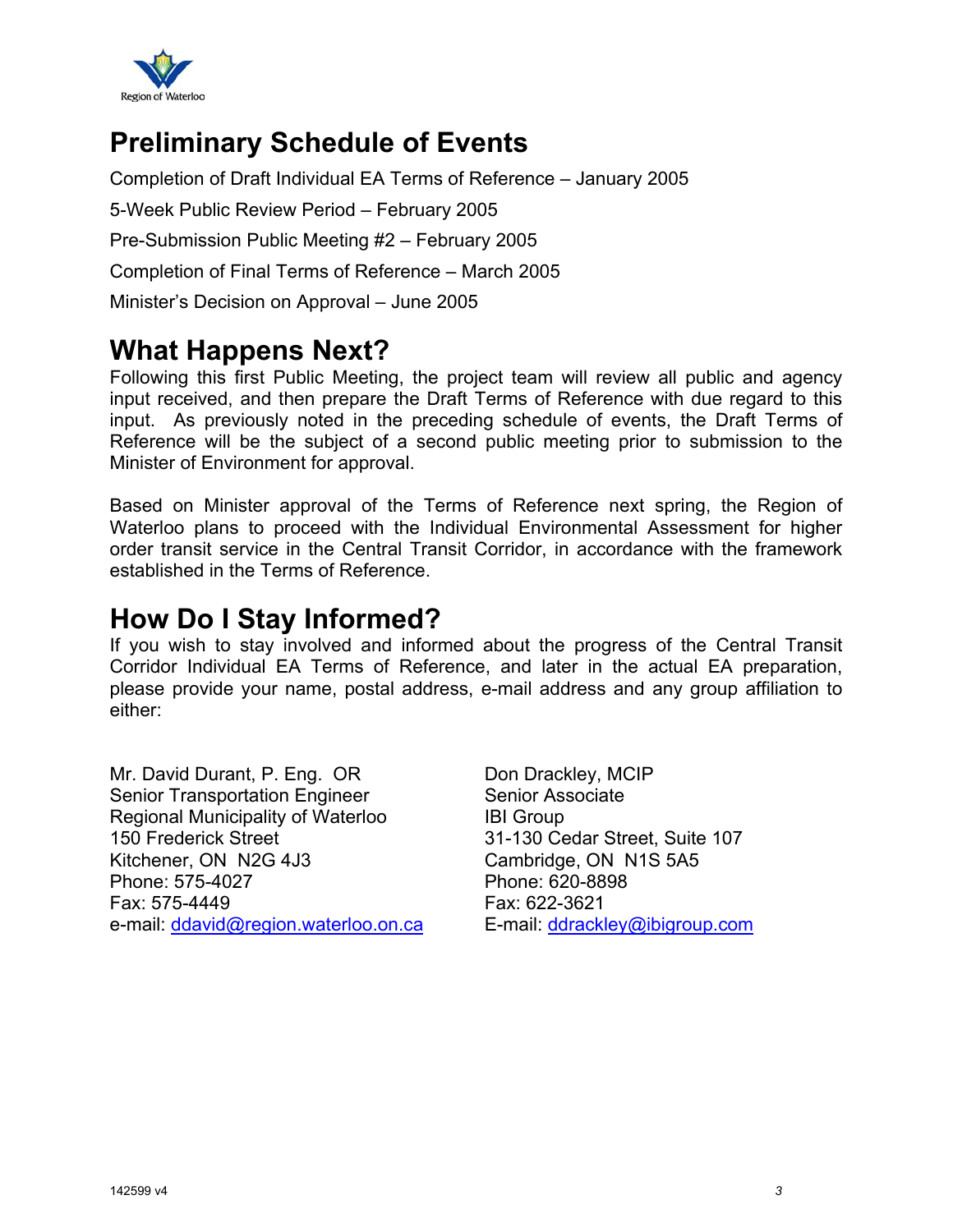# Preliminary Schedule of Events

Completion of Draft Individual EA Terms of Reference – January 2005

5-Week Public Review Period – February 2005

Pre-Submission Public Meeting #2 – February 2005

Completion of Final Terms of Reference – March 2005

Minister's Decision on Approval – June 2005

# What Happens Next?

Following this first Public Meeting, the project team will review all public and agency input received, and then prepare the Draft Terms of Reference with due regard to this input. As previously noted in the preceding schedule of events, the Draft Terms of Reference will be the subject of a second public meeting prior to submission to the Minister of Environment for approval.

Based on Minister approval of the Terms of Reference next spring, the Region of Waterloo plans to proceed with the Individual Environmental Assessment for higher order transit service in the Central Transit Corridor, in accordance with the framework established in the Terms of Reference.

# How Do I Stay Informed?

If you wish to stay involved and informed about the progress of the Central Transit Corridor Individual EA Terms of Reference, and later in the actual EA preparation, please provide your name, postal address, e-mail address and any group affiliation to either:

Mr. David Durant, P. Eng. OR
Senior Transportation Engineer
Regional Municipality of Waterloo
150 Frederick Street
Kitchener, ON N2G 4J3
Phone: 575-4027
Fax: 575-4449
e-mail: ddavid@region.waterloo.on.ca

Don Drackley, MCIP
Senior Associate
IBI Group
31-130 Cedar Street, Suite 107
Cambridge, ON N1S 5A5
Phone: 620-8898
Fax: 622-3621
E-mail: ddrackley@ibigroup.com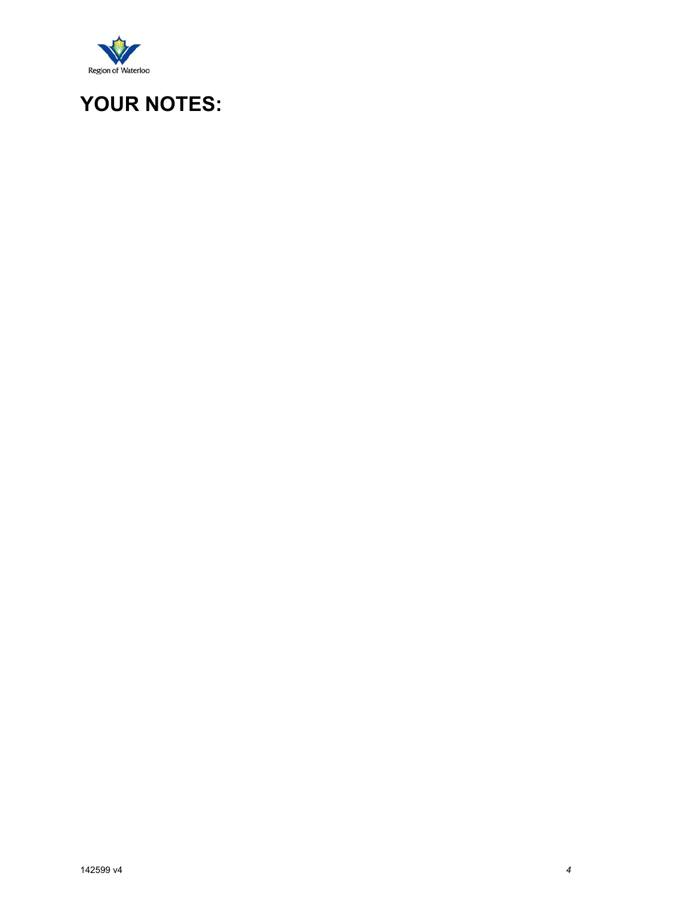# YOUR NOTES: